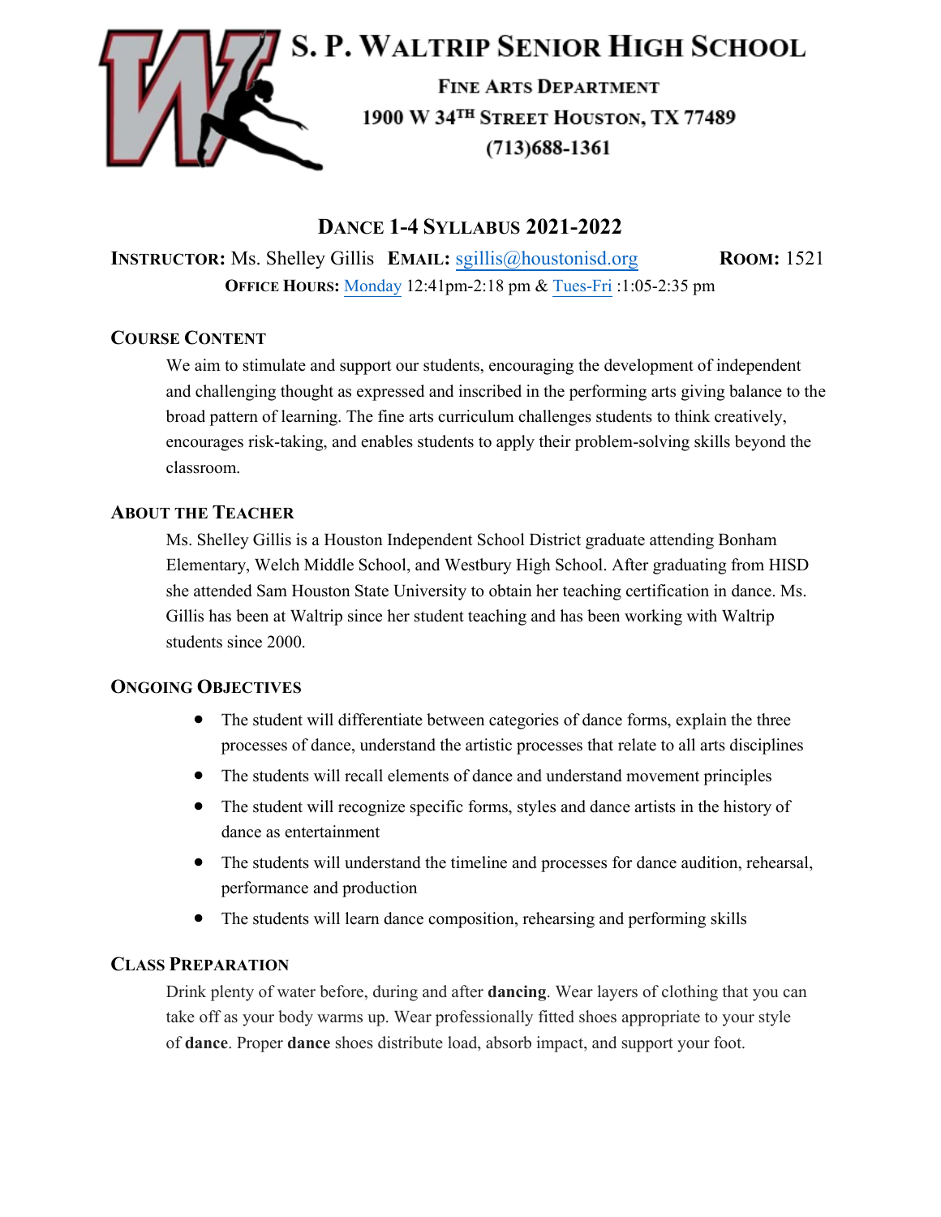# S. P. Waltrip Senior High School

**Fine Arts Department**

**1900 W 34TH Street Houston, TX 77489**

**(713)688-1361**

## Dance 1-4 Syllabus 2021-2022

**Instructor:** Ms. Shelley Gillis **Email:** sgillis@houstonisd.org **Room:** 1521

**Office Hours:** Monday 12:41pm-2:18 pm & Tues-Fri :1:05-2:35 pm

### Course Content

We aim to stimulate and support our students, encouraging the development of independent and challenging thought as expressed and inscribed in the performing arts giving balance to the broad pattern of learning. The fine arts curriculum challenges students to think creatively, encourages risk-taking, and enables students to apply their problem-solving skills beyond the classroom.

### About the Teacher

Ms. Shelley Gillis is a Houston Independent School District graduate attending Bonham Elementary, Welch Middle School, and Westbury High School. After graduating from HISD she attended Sam Houston State University to obtain her teaching certification in dance. Ms. Gillis has been at Waltrip since her student teaching and has been working with Waltrip students since 2000.

### Ongoing Objectives

- The student will differentiate between categories of dance forms, explain the three processes of dance, understand the artistic processes that relate to all arts disciplines
- The students will recall elements of dance and understand movement principles
- The student will recognize specific forms, styles and dance artists in the history of dance as entertainment
- The students will understand the timeline and processes for dance audition, rehearsal, performance and production
- The students will learn dance composition, rehearsing and performing skills

### Class Preparation

Drink plenty of water before, during and after **dancing**. Wear layers of clothing that you can take off as your body warms up. Wear professionally fitted shoes appropriate to your style of **dance**. Proper **dance** shoes distribute load, absorb impact, and support your foot.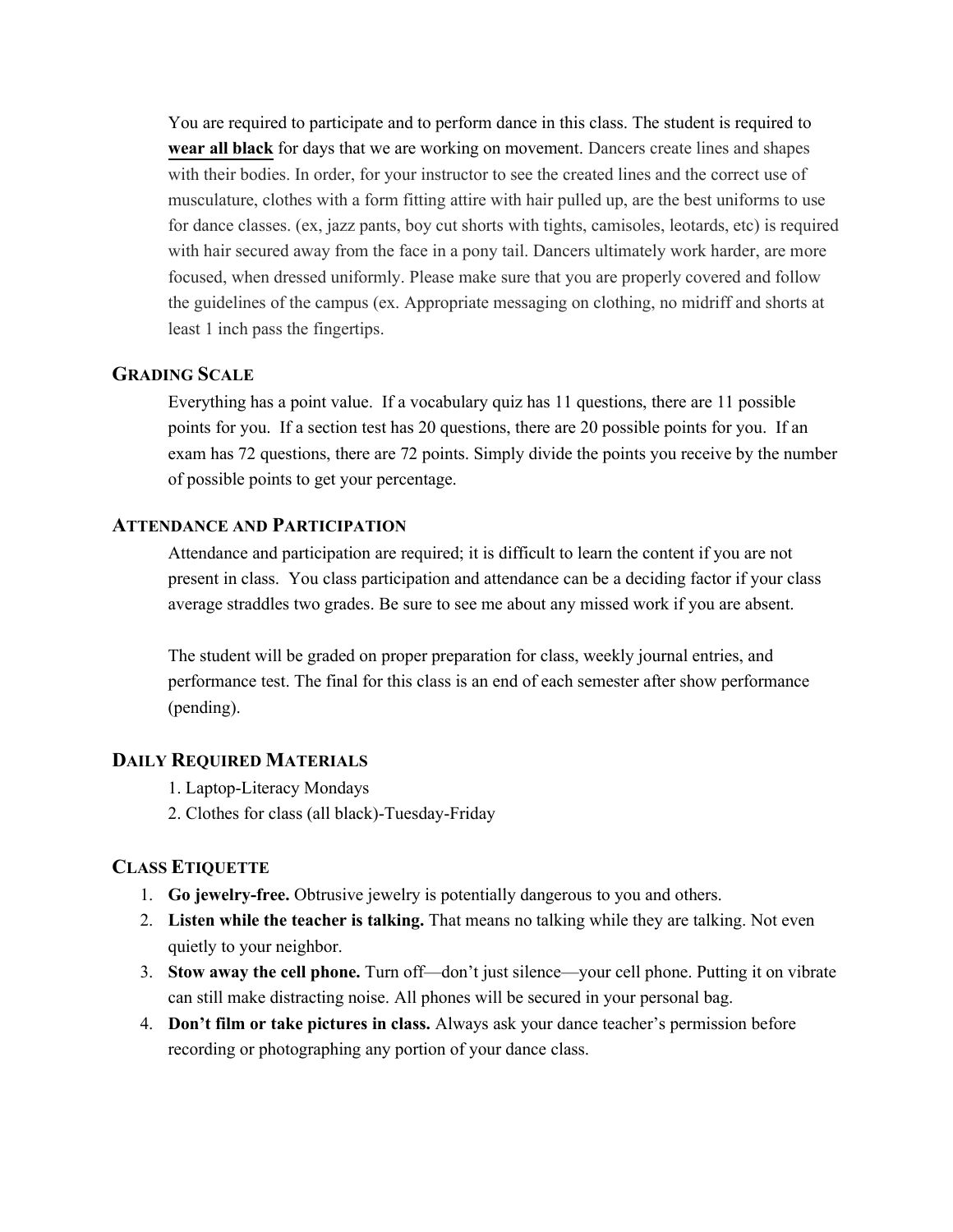You are required to participate and to perform dance in this class. The student is required to **wear all black** for days that we are working on movement. Dancers create lines and shapes with their bodies. In order, for your instructor to see the created lines and the correct use of musculature, clothes with a form fitting attire with hair pulled up, are the best uniforms to use for dance classes. (ex, jazz pants, boy cut shorts with tights, camisoles, leotards, etc) is required with hair secured away from the face in a pony tail. Dancers ultimately work harder, are more focused, when dressed uniformly. Please make sure that you are properly covered and follow the guidelines of the campus (ex. Appropriate messaging on clothing, no midriff and shorts at least 1 inch pass the fingertips.

## GRADING SCALE

Everything has a point value. If a vocabulary quiz has 11 questions, there are 11 possible points for you. If a section test has 20 questions, there are 20 possible points for you. If an exam has 72 questions, there are 72 points. Simply divide the points you receive by the number of possible points to get your percentage.

## ATTENDANCE AND PARTICIPATION

Attendance and participation are required; it is difficult to learn the content if you are not present in class. You class participation and attendance can be a deciding factor if your class average straddles two grades. Be sure to see me about any missed work if you are absent.

The student will be graded on proper preparation for class, weekly journal entries, and performance test. The final for this class is an end of each semester after show performance (pending).

## DAILY REQUIRED MATERIALS

1. Laptop-Literacy Mondays
2. Clothes for class (all black)-Tuesday-Friday

## CLASS ETIQUETTE

1. **Go jewelry-free.** Obtrusive jewelry is potentially dangerous to you and others.
2. **Listen while the teacher is talking.** That means no talking while they are talking. Not even quietly to your neighbor.
3. **Stow away the cell phone.** Turn off—don't just silence—your cell phone. Putting it on vibrate can still make distracting noise. All phones will be secured in your personal bag.
4. **Don't film or take pictures in class.** Always ask your dance teacher's permission before recording or photographing any portion of your dance class.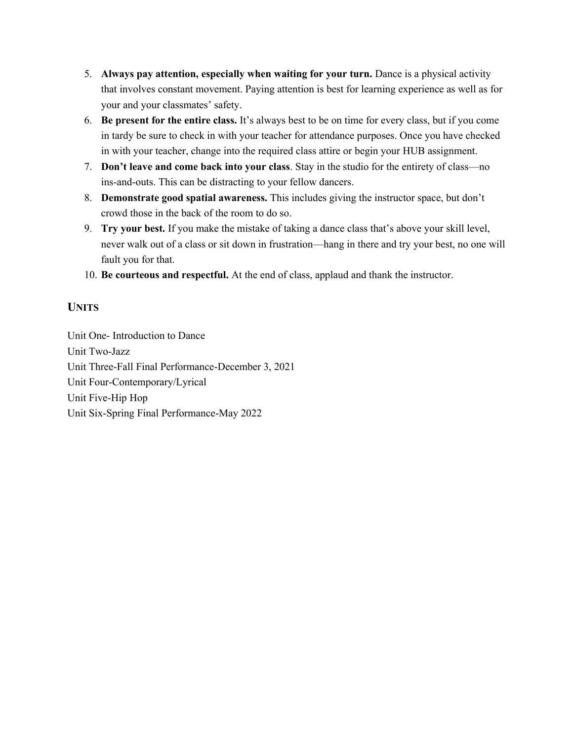5. **Always pay attention, especially when waiting for your turn.** Dance is a physical activity that involves constant movement. Paying attention is best for learning experience as well as for your and your classmates' safety.
6. **Be present for the entire class.** It's always best to be on time for every class, but if you come in tardy be sure to check in with your teacher for attendance purposes. Once you have checked in with your teacher, change into the required class attire or begin your HUB assignment.
7. **Don't leave and come back into your class**. Stay in the studio for the entirety of class—no ins-and-outs. This can be distracting to your fellow dancers.
8. **Demonstrate good spatial awareness.** This includes giving the instructor space, but don't crowd those in the back of the room to do so.
9. **Try your best.** If you make the mistake of taking a dance class that's above your skill level, never walk out of a class or sit down in frustration—hang in there and try your best, no one will fault you for that.
10. **Be courteous and respectful.** At the end of class, applaud and thank the instructor.

## UNITS

Unit One- Introduction to Dance
Unit Two-Jazz
Unit Three-Fall Final Performance-December 3, 2021
Unit Four-Contemporary/Lyrical
Unit Five-Hip Hop
Unit Six-Spring Final Performance-May 2022